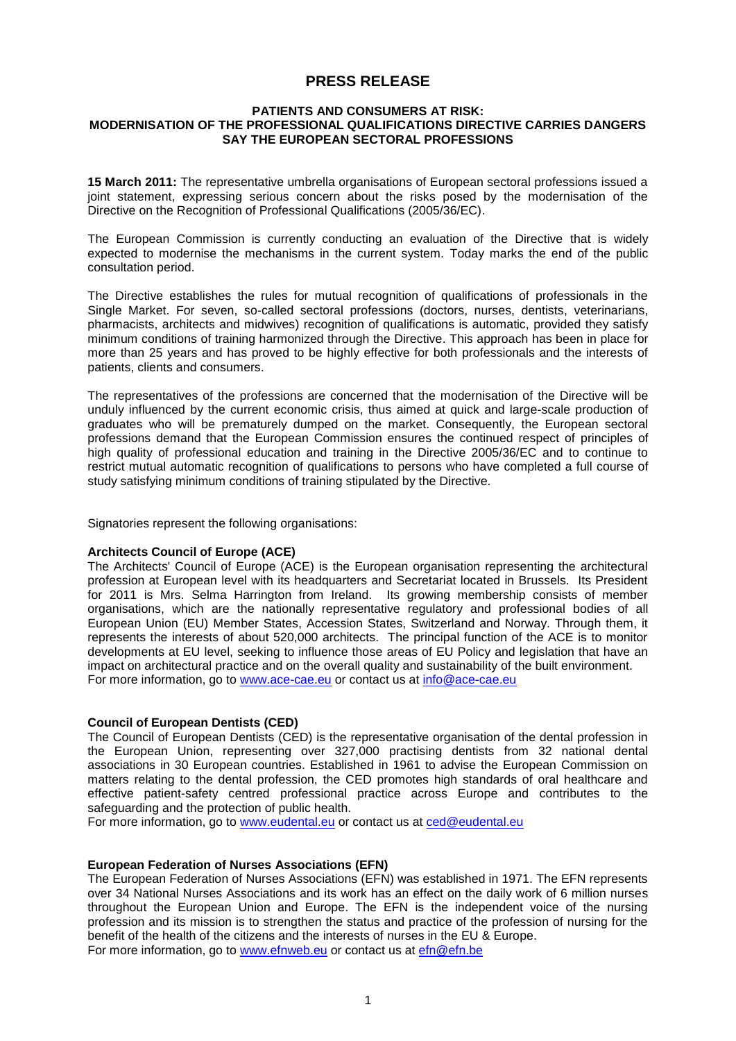# PRESS RELEASE

## PATIENTS AND CONSUMERS AT RISK: MODERNISATION OF THE PROFESSIONAL QUALIFICATIONS DIRECTIVE CARRIES DANGERS SAY THE EUROPEAN SECTORAL PROFESSIONS

**15 March 2011:** The representative umbrella organisations of European sectoral professions issued a joint statement, expressing serious concern about the risks posed by the modernisation of the Directive on the Recognition of Professional Qualifications (2005/36/EC).

The European Commission is currently conducting an evaluation of the Directive that is widely expected to modernise the mechanisms in the current system. Today marks the end of the public consultation period.

The Directive establishes the rules for mutual recognition of qualifications of professionals in the Single Market. For seven, so-called sectoral professions (doctors, nurses, dentists, veterinarians, pharmacists, architects and midwives) recognition of qualifications is automatic, provided they satisfy minimum conditions of training harmonized through the Directive. This approach has been in place for more than 25 years and has proved to be highly effective for both professionals and the interests of patients, clients and consumers.

The representatives of the professions are concerned that the modernisation of the Directive will be unduly influenced by the current economic crisis, thus aimed at quick and large-scale production of graduates who will be prematurely dumped on the market. Consequently, the European sectoral professions demand that the European Commission ensures the continued respect of principles of high quality of professional education and training in the Directive 2005/36/EC and to continue to restrict mutual automatic recognition of qualifications to persons who have completed a full course of study satisfying minimum conditions of training stipulated by the Directive.

Signatories represent the following organisations:

**Architects Council of Europe (ACE)**
The Architects' Council of Europe (ACE) is the European organisation representing the architectural profession at European level with its headquarters and Secretariat located in Brussels. Its President for 2011 is Mrs. Selma Harrington from Ireland. Its growing membership consists of member organisations, which are the nationally representative regulatory and professional bodies of all European Union (EU) Member States, Accession States, Switzerland and Norway. Through them, it represents the interests of about 520,000 architects. The principal function of the ACE is to monitor developments at EU level, seeking to influence those areas of EU Policy and legislation that have an impact on architectural practice and on the overall quality and sustainability of the built environment.
For more information, go to www.ace-cae.eu or contact us at info@ace-cae.eu

**Council of European Dentists (CED)**
The Council of European Dentists (CED) is the representative organisation of the dental profession in the European Union, representing over 327,000 practising dentists from 32 national dental associations in 30 European countries. Established in 1961 to advise the European Commission on matters relating to the dental profession, the CED promotes high standards of oral healthcare and effective patient-safety centred professional practice across Europe and contributes to the safeguarding and the protection of public health.
For more information, go to www.eudental.eu or contact us at ced@eudental.eu

**European Federation of Nurses Associations (EFN)**
The European Federation of Nurses Associations (EFN) was established in 1971. The EFN represents over 34 National Nurses Associations and its work has an effect on the daily work of 6 million nurses throughout the European Union and Europe. The EFN is the independent voice of the nursing profession and its mission is to strengthen the status and practice of the profession of nursing for the benefit of the health of the citizens and the interests of nurses in the EU & Europe.
For more information, go to www.efnweb.eu or contact us at efn@efn.be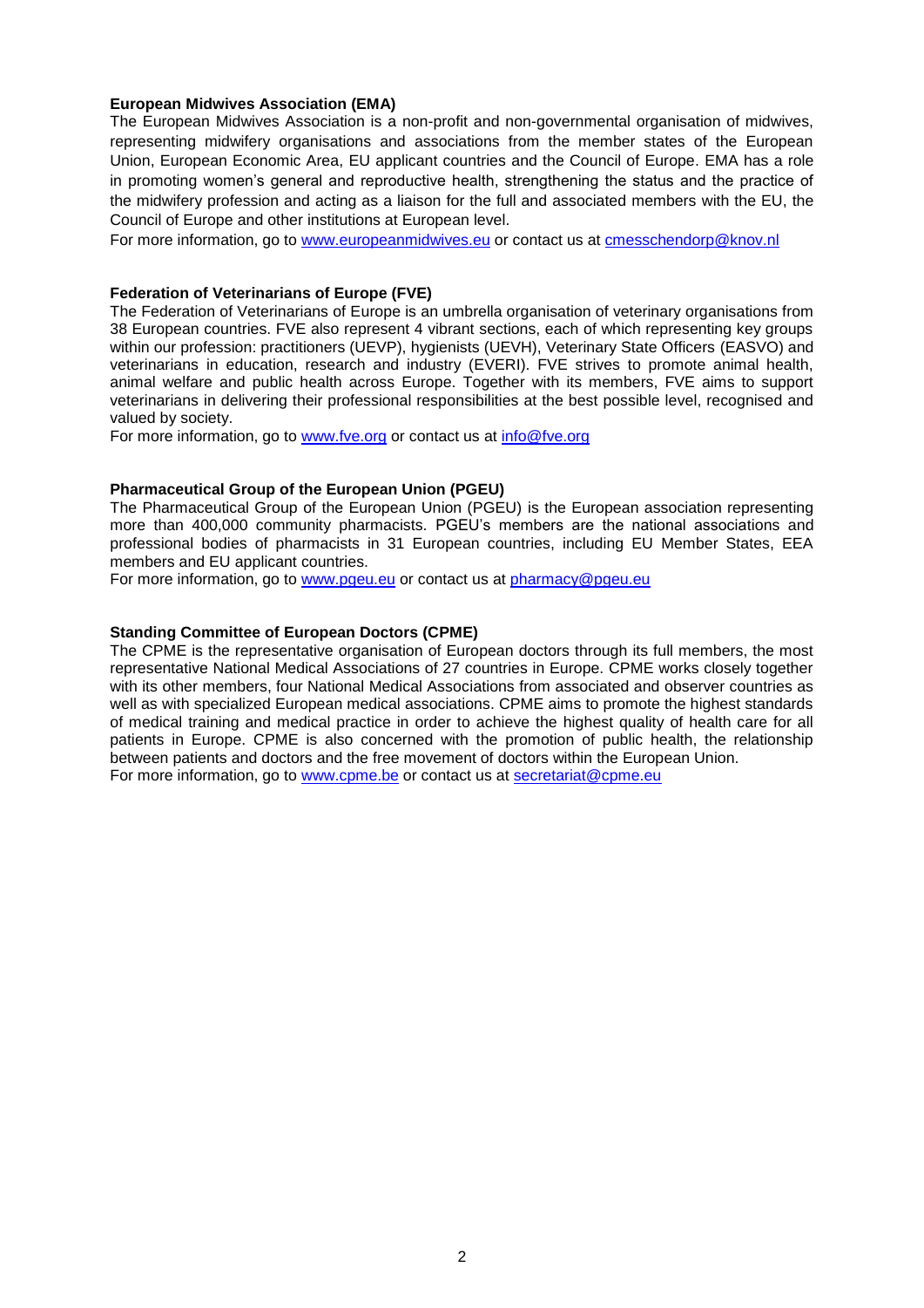**European Midwives Association (EMA)**

The European Midwives Association is a non-profit and non-governmental organisation of midwives, representing midwifery organisations and associations from the member states of the European Union, European Economic Area, EU applicant countries and the Council of Europe. EMA has a role in promoting women's general and reproductive health, strengthening the status and the practice of the midwifery profession and acting as a liaison for the full and associated members with the EU, the Council of Europe and other institutions at European level.

For more information, go to www.europeanmidwives.eu or contact us at cmesschendorp@knov.nl

**Federation of Veterinarians of Europe (FVE)**

The Federation of Veterinarians of Europe is an umbrella organisation of veterinary organisations from 38 European countries. FVE also represent 4 vibrant sections, each of which representing key groups within our profession: practitioners (UEVP), hygienists (UEVH), Veterinary State Officers (EASVO) and veterinarians in education, research and industry (EVERI). FVE strives to promote animal health, animal welfare and public health across Europe. Together with its members, FVE aims to support veterinarians in delivering their professional responsibilities at the best possible level, recognised and valued by society.

For more information, go to www.fve.org or contact us at info@fve.org

**Pharmaceutical Group of the European Union (PGEU)**

The Pharmaceutical Group of the European Union (PGEU) is the European association representing more than 400,000 community pharmacists. PGEU's members are the national associations and professional bodies of pharmacists in 31 European countries, including EU Member States, EEA members and EU applicant countries.

For more information, go to www.pgeu.eu or contact us at pharmacy@pgeu.eu

**Standing Committee of European Doctors (CPME)**

The CPME is the representative organisation of European doctors through its full members, the most representative National Medical Associations of 27 countries in Europe. CPME works closely together with its other members, four National Medical Associations from associated and observer countries as well as with specialized European medical associations. CPME aims to promote the highest standards of medical training and medical practice in order to achieve the highest quality of health care for all patients in Europe. CPME is also concerned with the promotion of public health, the relationship between patients and doctors and the free movement of doctors within the European Union.

For more information, go to www.cpme.be or contact us at secretariat@cpme.eu